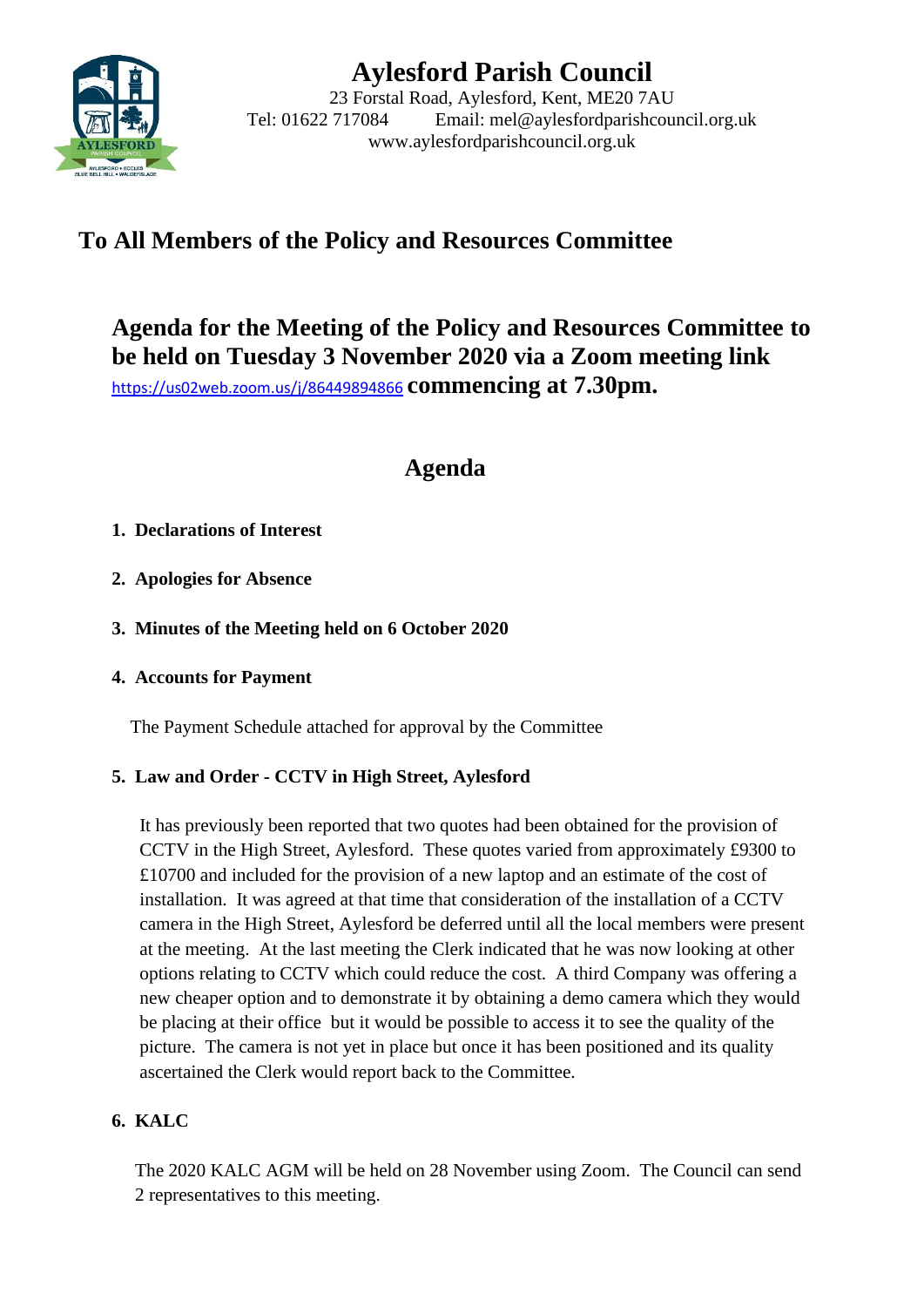# Aylesford Parish Council

23 Forstal Road, Aylesford, Kent, ME20 7AU
Tel: 01622 717084 Email: mel@aylesfordparishcouncil.org.uk
www.aylesfordparishcouncil.org.uk

## To All Members of the Policy and Resources Committee

## Agenda for the Meeting of the Policy and Resources Committee to be held on Tuesday 3 November 2020 via a Zoom meeting link https://us02web.zoom.us/j/86449894866 commencing at 7.30pm.

## Agenda

1. **Declarations of Interest**

2. **Apologies for Absence**

3. **Minutes of the Meeting held on 6 October 2020**

4. **Accounts for Payment**

   The Payment Schedule attached for approval by the Committee

5. **Law and Order - CCTV in High Street, Aylesford**

   It has previously been reported that two quotes had been obtained for the provision of CCTV in the High Street, Aylesford. These quotes varied from approximately £9300 to £10700 and included for the provision of a new laptop and an estimate of the cost of installation. It was agreed at that time that consideration of the installation of a CCTV camera in the High Street, Aylesford be deferred until all the local members were present at the meeting. At the last meeting the Clerk indicated that he was now looking at other options relating to CCTV which could reduce the cost. A third Company was offering a new cheaper option and to demonstrate it by obtaining a demo camera which they would be placing at their office but it would be possible to access it to see the quality of the picture. The camera is not yet in place but once it has been positioned and its quality ascertained the Clerk would report back to the Committee.

6. **KALC**

   The 2020 KALC AGM will be held on 28 November using Zoom. The Council can send 2 representatives to this meeting.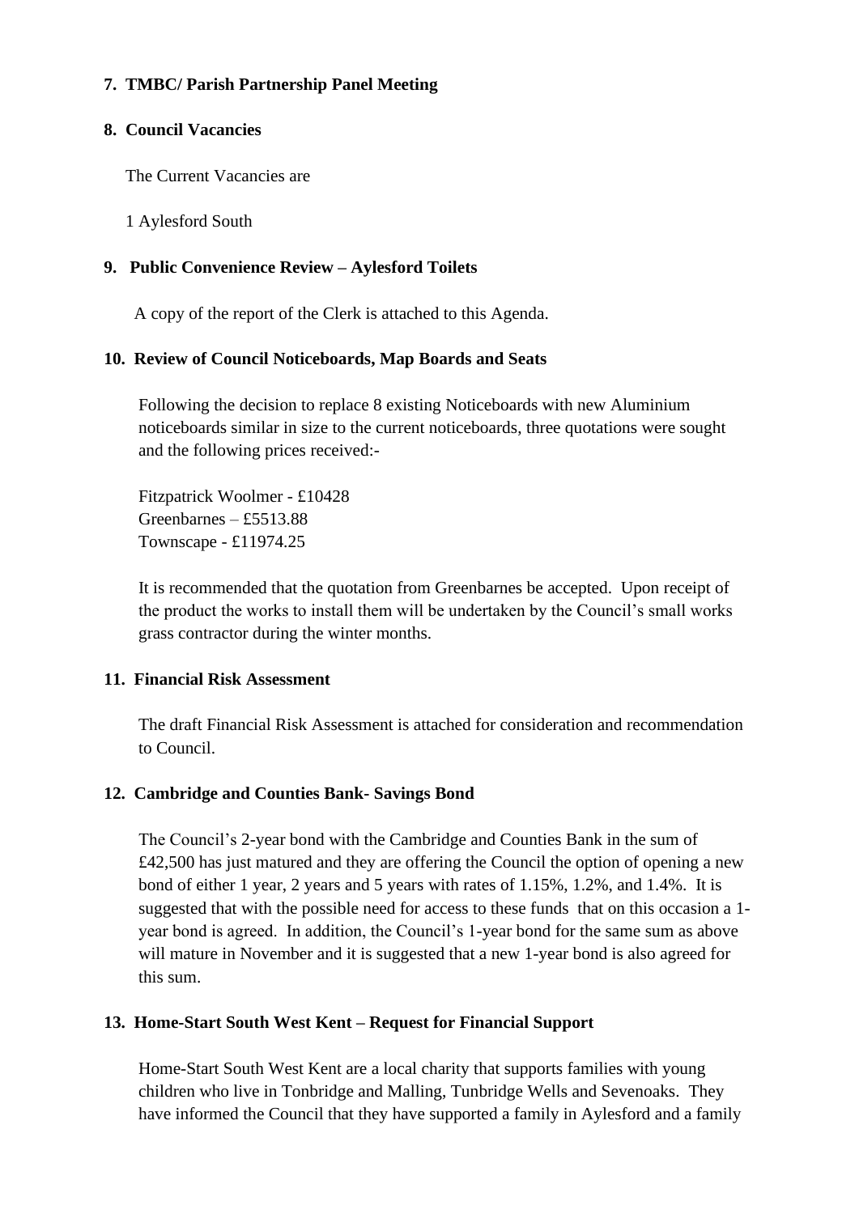**7. TMBC/ Parish Partnership Panel Meeting**

**8. Council Vacancies**

The Current Vacancies are

1 Aylesford South

**9. Public Convenience Review – Aylesford Toilets**

A copy of the report of the Clerk is attached to this Agenda.

**10. Review of Council Noticeboards, Map Boards and Seats**

Following the decision to replace 8 existing Noticeboards with new Aluminium noticeboards similar in size to the current noticeboards, three quotations were sought and the following prices received:-

Fitzpatrick Woolmer - £10428
Greenbarnes – £5513.88
Townscape - £11974.25

It is recommended that the quotation from Greenbarnes be accepted. Upon receipt of the product the works to install them will be undertaken by the Council's small works grass contractor during the winter months.

**11. Financial Risk Assessment**

The draft Financial Risk Assessment is attached for consideration and recommendation to Council.

**12. Cambridge and Counties Bank- Savings Bond**

The Council's 2-year bond with the Cambridge and Counties Bank in the sum of £42,500 has just matured and they are offering the Council the option of opening a new bond of either 1 year, 2 years and 5 years with rates of 1.15%, 1.2%, and 1.4%. It is suggested that with the possible need for access to these funds that on this occasion a 1-year bond is agreed. In addition, the Council's 1-year bond for the same sum as above will mature in November and it is suggested that a new 1-year bond is also agreed for this sum.

**13. Home-Start South West Kent – Request for Financial Support**

Home-Start South West Kent are a local charity that supports families with young children who live in Tonbridge and Malling, Tunbridge Wells and Sevenoaks. They have informed the Council that they have supported a family in Aylesford and a family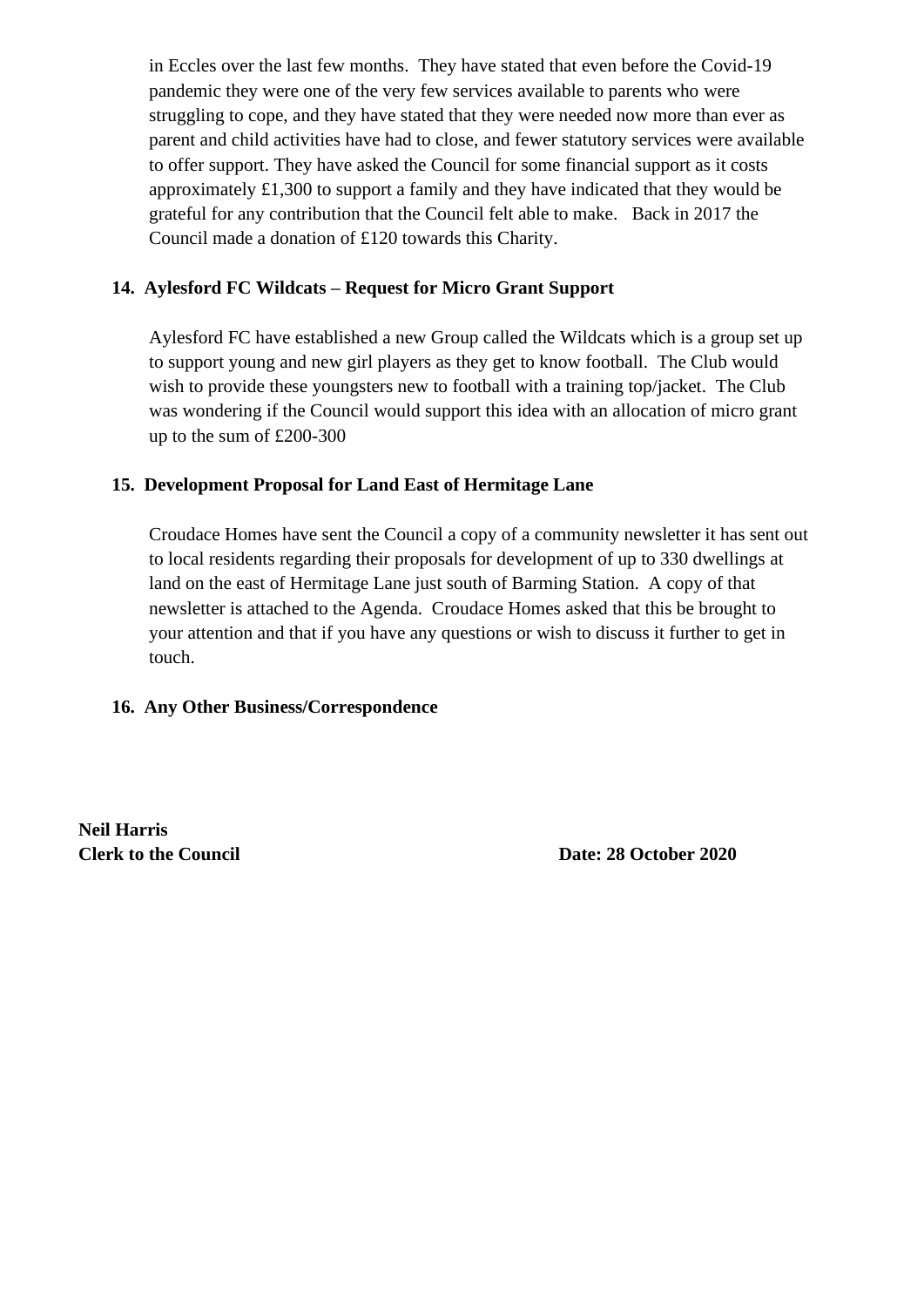in Eccles over the last few months. They have stated that even before the Covid-19 pandemic they were one of the very few services available to parents who were struggling to cope, and they have stated that they were needed now more than ever as parent and child activities have had to close, and fewer statutory services were available to offer support. They have asked the Council for some financial support as it costs approximately £1,300 to support a family and they have indicated that they would be grateful for any contribution that the Council felt able to make. Back in 2017 the Council made a donation of £120 towards this Charity.

**14. Aylesford FC Wildcats – Request for Micro Grant Support**

Aylesford FC have established a new Group called the Wildcats which is a group set up to support young and new girl players as they get to know football. The Club would wish to provide these youngsters new to football with a training top/jacket. The Club was wondering if the Council would support this idea with an allocation of micro grant up to the sum of £200-300

**15. Development Proposal for Land East of Hermitage Lane**

Croudace Homes have sent the Council a copy of a community newsletter it has sent out to local residents regarding their proposals for development of up to 330 dwellings at land on the east of Hermitage Lane just south of Barming Station. A copy of that newsletter is attached to the Agenda. Croudace Homes asked that this be brought to your attention and that if you have any questions or wish to discuss it further to get in touch.

**16. Any Other Business/Correspondence**

**Neil Harris**
**Clerk to the Council** **Date: 28 October 2020**